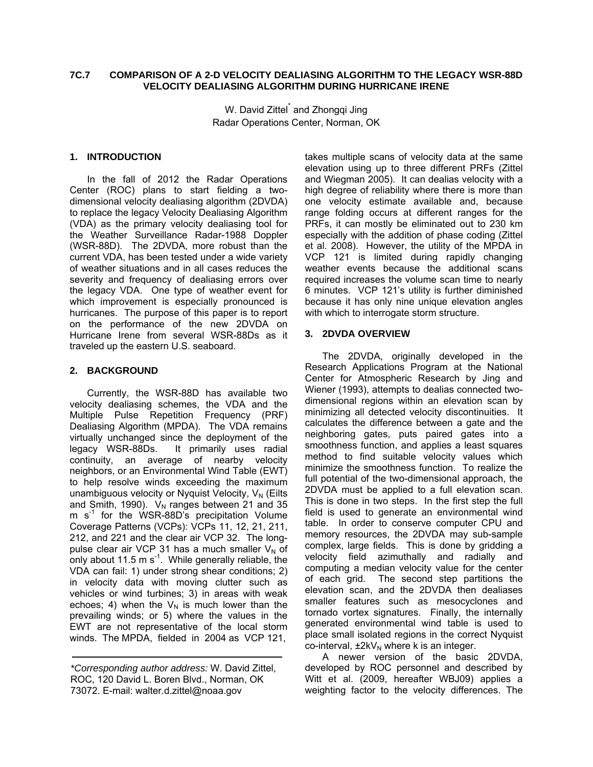# 7C.7 COMPARISON OF A 2-D VELOCITY DEALIASING ALGORITHM TO THE LEGACY WSR-88D VELOCITY DEALIASING ALGORITHM DURING HURRICANE IRENE

W. David Zittel* and Zhongqi Jing
Radar Operations Center, Norman, OK

## 1. INTRODUCTION

In the fall of 2012 the Radar Operations Center (ROC) plans to start fielding a two-dimensional velocity dealiasing algorithm (2DVDA) to replace the legacy Velocity Dealiasing Algorithm (VDA) as the primary velocity dealiasing tool for the Weather Surveillance Radar-1988 Doppler (WSR-88D). The 2DVDA, more robust than the current VDA, has been tested under a wide variety of weather situations and in all cases reduces the severity and frequency of dealiasing errors over the legacy VDA. One type of weather event for which improvement is especially pronounced is hurricanes. The purpose of this paper is to report on the performance of the new 2DVDA on Hurricane Irene from several WSR-88Ds as it traveled up the eastern U.S. seaboard.

## 2. BACKGROUND

Currently, the WSR-88D has available two velocity dealiasing schemes, the VDA and the Multiple Pulse Repetition Frequency (PRF) Dealiasing Algorithm (MPDA). The VDA remains virtually unchanged since the deployment of the legacy WSR-88Ds. It primarily uses radial continuity, an average of nearby velocity neighbors, or an Environmental Wind Table (EWT) to help resolve winds exceeding the maximum unambiguous velocity or Nyquist Velocity, $V_N$ (Eilts and Smith, 1990). $V_N$ ranges between 21 and 35 m s$^{-1}$ for the WSR-88D's precipitation Volume Coverage Patterns (VCPs): VCPs 11, 12, 21, 211, 212, and 221 and the clear air VCP 32. The long-pulse clear air VCP 31 has a much smaller $V_N$ of only about 11.5 m s$^{-1}$. While generally reliable, the VDA can fail: 1) under strong shear conditions; 2) in velocity data with moving clutter such as vehicles or wind turbines; 3) in areas with weak echoes; 4) when the $V_N$ is much lower than the prevailing winds; or 5) where the values in the EWT are not representative of the local storm winds. The MPDA, fielded in 2004 as VCP 121, takes multiple scans of velocity data at the same elevation using up to three different PRFs (Zittel and Wiegman 2005). It can dealias velocity with a high degree of reliability where there is more than one velocity estimate available and, because range folding occurs at different ranges for the PRFs, it can mostly be eliminated out to 230 km especially with the addition of phase coding (Zittel et al. 2008). However, the utility of the MPDA in VCP 121 is limited during rapidly changing weather events because the additional scans required increases the volume scan time to nearly 6 minutes. VCP 121's utility is further diminished because it has only nine unique elevation angles with which to interrogate storm structure.

## 3. 2DVDA OVERVIEW

The 2DVDA, originally developed in the Research Applications Program at the National Center for Atmospheric Research by Jing and Wiener (1993), attempts to dealias connected two-dimensional regions within an elevation scan by minimizing all detected velocity discontinuities. It calculates the difference between a gate and the neighboring gates, puts paired gates into a smoothness function, and applies a least squares method to find suitable velocity values which minimize the smoothness function. To realize the full potential of the two-dimensional approach, the 2DVDA must be applied to a full elevation scan. This is done in two steps. In the first step the full field is used to generate an environmental wind table. In order to conserve computer CPU and memory resources, the 2DVDA may sub-sample complex, large fields. This is done by gridding a velocity field azimuthally and radially and computing a median velocity value for the center of each grid. The second step partitions the elevation scan, and the 2DVDA then dealiases smaller features such as mesocyclones and tornado vortex signatures. Finally, the internally generated environmental wind table is used to place small isolated regions in the correct Nyquist co-interval, $\pm 2kV_N$ where k is an integer.

A newer version of the basic 2DVDA, developed by ROC personnel and described by Witt et al. (2009, hereafter WBJ09) applies a weighting factor to the velocity differences. The

---

*Corresponding author address:* W. David Zittel, ROC, 120 David L. Boren Blvd., Norman, OK 73072. E-mail: walter.d.zittel@noaa.gov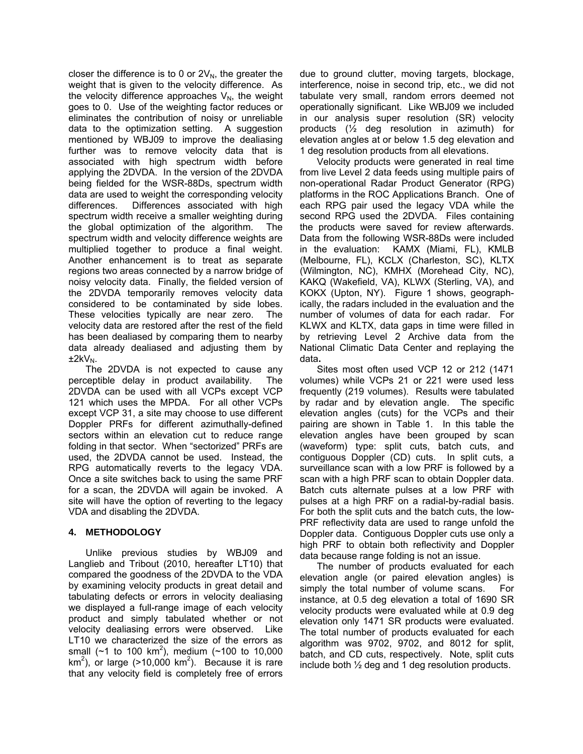closer the difference is to 0 or $2V_N$, the greater the weight that is given to the velocity difference. As the velocity difference approaches $V_N$, the weight goes to 0. Use of the weighting factor reduces or eliminates the contribution of noisy or unreliable data to the optimization setting. A suggestion mentioned by WBJ09 to improve the dealiasing further was to remove velocity data that is associated with high spectrum width before applying the 2DVDA. In the version of the 2DVDA being fielded for the WSR-88Ds, spectrum width data are used to weight the corresponding velocity differences. Differences associated with high spectrum width receive a smaller weighting during the global optimization of the algorithm. The spectrum width and velocity difference weights are multiplied together to produce a final weight. Another enhancement is to treat as separate regions two areas connected by a narrow bridge of noisy velocity data. Finally, the fielded version of the 2DVDA temporarily removes velocity data considered to be contaminated by side lobes. These velocities typically are near zero. The velocity data are restored after the rest of the field has been dealiased by comparing them to nearby data already dealiased and adjusting them by $\pm 2kV_N$.

The 2DVDA is not expected to cause any perceptible delay in product availability. The 2DVDA can be used with all VCPs except VCP 121 which uses the MPDA. For all other VCPs except VCP 31, a site may choose to use different Doppler PRFs for different azimuthally-defined sectors within an elevation cut to reduce range folding in that sector. When "sectorized" PRFs are used, the 2DVDA cannot be used. Instead, the RPG automatically reverts to the legacy VDA. Once a site switches back to using the same PRF for a scan, the 2DVDA will again be invoked. A site will have the option of reverting to the legacy VDA and disabling the 2DVDA.

## 4. METHODOLOGY

Unlike previous studies by WBJ09 and Langlieb and Tribout (2010, hereafter LT10) that compared the goodness of the 2DVDA to the VDA by examining velocity products in great detail and tabulating defects or errors in velocity dealiasing we displayed a full-range image of each velocity product and simply tabulated whether or not velocity dealiasing errors were observed. Like LT10 we characterized the size of the errors as small (~1 to 100 km$^2$), medium (~100 to 10,000 km$^2$), or large (>10,000 km$^2$). Because it is rare that any velocity field is completely free of errors due to ground clutter, moving targets, blockage, interference, noise in second trip, etc., we did not tabulate very small, random errors deemed not operationally significant. Like WBJ09 we included in our analysis super resolution (SR) velocity products (½ deg resolution in azimuth) for elevation angles at or below 1.5 deg elevation and 1 deg resolution products from all elevations.

Velocity products were generated in real time from live Level 2 data feeds using multiple pairs of non-operational Radar Product Generator (RPG) platforms in the ROC Applications Branch. One of each RPG pair used the legacy VDA while the second RPG used the 2DVDA. Files containing the products were saved for review afterwards. Data from the following WSR-88Ds were included in the evaluation: KAMX (Miami, FL), KMLB (Melbourne, FL), KCLX (Charleston, SC), KLTX (Wilmington, NC), KMHX (Morehead City, NC), KAKQ (Wakefield, VA), KLWX (Sterling, VA), and KOKX (Upton, NY). Figure 1 shows, geographically, the radars included in the evaluation and the number of volumes of data for each radar. For KLWX and KLTX, data gaps in time were filled in by retrieving Level 2 Archive data from the National Climatic Data Center and replaying the data**.**

Sites most often used VCP 12 or 212 (1471 volumes) while VCPs 21 or 221 were used less frequently (219 volumes). Results were tabulated by radar and by elevation angle. The specific elevation angles (cuts) for the VCPs and their pairing are shown in Table 1. In this table the elevation angles have been grouped by scan (waveform) type: split cuts, batch cuts, and contiguous Doppler (CD) cuts. In split cuts, a surveillance scan with a low PRF is followed by a scan with a high PRF scan to obtain Doppler data. Batch cuts alternate pulses at a low PRF with pulses at a high PRF on a radial-by-radial basis. For both the split cuts and the batch cuts, the low-PRF reflectivity data are used to range unfold the Doppler data. Contiguous Doppler cuts use only a high PRF to obtain both reflectivity and Doppler data because range folding is not an issue.

The number of products evaluated for each elevation angle (or paired elevation angles) is simply the total number of volume scans. For instance, at 0.5 deg elevation a total of 1690 SR velocity products were evaluated while at 0.9 deg elevation only 1471 SR products were evaluated. The total number of products evaluated for each algorithm was 9702, 9702, and 8012 for split, batch, and CD cuts, respectively. Note, split cuts include both ½ deg and 1 deg resolution products.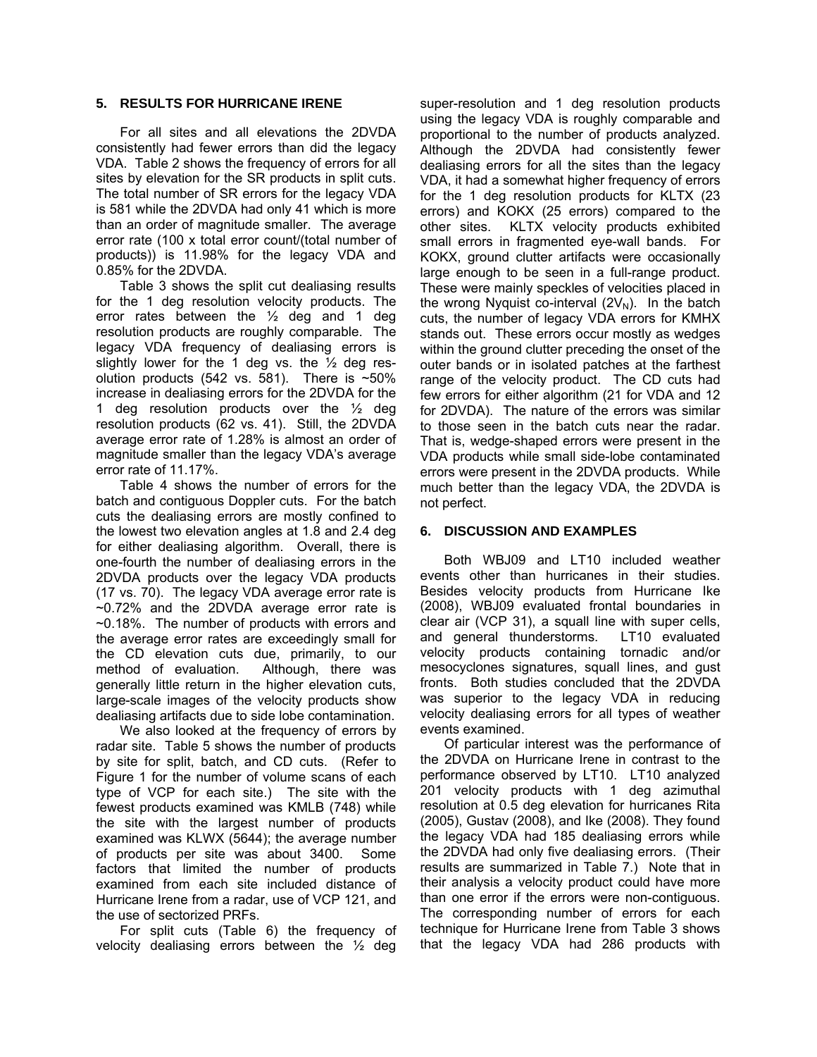## 5. RESULTS FOR HURRICANE IRENE

For all sites and all elevations the 2DVDA consistently had fewer errors than did the legacy VDA. Table 2 shows the frequency of errors for all sites by elevation for the SR products in split cuts. The total number of SR errors for the legacy VDA is 581 while the 2DVDA had only 41 which is more than an order of magnitude smaller. The average error rate (100 x total error count/(total number of products)) is 11.98% for the legacy VDA and 0.85% for the 2DVDA.

Table 3 shows the split cut dealiasing results for the 1 deg resolution velocity products. The error rates between the ½ deg and 1 deg resolution products are roughly comparable. The legacy VDA frequency of dealiasing errors is slightly lower for the 1 deg vs. the ½ deg resolution products (542 vs. 581). There is ~50% increase in dealiasing errors for the 2DVDA for the 1 deg resolution products over the ½ deg resolution products (62 vs. 41). Still, the 2DVDA average error rate of 1.28% is almost an order of magnitude smaller than the legacy VDA's average error rate of 11.17%.

Table 4 shows the number of errors for the batch and contiguous Doppler cuts. For the batch cuts the dealiasing errors are mostly confined to the lowest two elevation angles at 1.8 and 2.4 deg for either dealiasing algorithm. Overall, there is one-fourth the number of dealiasing errors in the 2DVDA products over the legacy VDA products (17 vs. 70). The legacy VDA average error rate is ~0.72% and the 2DVDA average error rate is ~0.18%. The number of products with errors and the average error rates are exceedingly small for the CD elevation cuts due, primarily, to our method of evaluation. Although, there was generally little return in the higher elevation cuts, large-scale images of the velocity products show dealiasing artifacts due to side lobe contamination.

We also looked at the frequency of errors by radar site. Table 5 shows the number of products by site for split, batch, and CD cuts. (Refer to Figure 1 for the number of volume scans of each type of VCP for each site.) The site with the fewest products examined was KMLB (748) while the site with the largest number of products examined was KLWX (5644); the average number of products per site was about 3400. Some factors that limited the number of products examined from each site included distance of Hurricane Irene from a radar, use of VCP 121, and the use of sectorized PRFs.

For split cuts (Table 6) the frequency of velocity dealiasing errors between the ½ deg super-resolution and 1 deg resolution products using the legacy VDA is roughly comparable and proportional to the number of products analyzed. Although the 2DVDA had consistently fewer dealiasing errors for all the sites than the legacy VDA, it had a somewhat higher frequency of errors for the 1 deg resolution products for KLTX (23 errors) and KOKX (25 errors) compared to the other sites. KLTX velocity products exhibited small errors in fragmented eye-wall bands. For KOKX, ground clutter artifacts were occasionally large enough to be seen in a full-range product. These were mainly speckles of velocities placed in the wrong Nyquist co-interval ($2V_N$). In the batch cuts, the number of legacy VDA errors for KMHX stands out. These errors occur mostly as wedges within the ground clutter preceding the onset of the outer bands or in isolated patches at the farthest range of the velocity product. The CD cuts had few errors for either algorithm (21 for VDA and 12 for 2DVDA). The nature of the errors was similar to those seen in the batch cuts near the radar. That is, wedge-shaped errors were present in the VDA products while small side-lobe contaminated errors were present in the 2DVDA products. While much better than the legacy VDA, the 2DVDA is not perfect.

## 6. DISCUSSION AND EXAMPLES

Both WBJ09 and LT10 included weather events other than hurricanes in their studies. Besides velocity products from Hurricane Ike (2008), WBJ09 evaluated frontal boundaries in clear air (VCP 31), a squall line with super cells, and general thunderstorms. LT10 evaluated velocity products containing tornadic and/or mesocyclones signatures, squall lines, and gust fronts. Both studies concluded that the 2DVDA was superior to the legacy VDA in reducing velocity dealiasing errors for all types of weather events examined.

Of particular interest was the performance of the 2DVDA on Hurricane Irene in contrast to the performance observed by LT10. LT10 analyzed 201 velocity products with 1 deg azimuthal resolution at 0.5 deg elevation for hurricanes Rita (2005), Gustav (2008), and Ike (2008). They found the legacy VDA had 185 dealiasing errors while the 2DVDA had only five dealiasing errors. (Their results are summarized in Table 7.) Note that in their analysis a velocity product could have more than one error if the errors were non-contiguous. The corresponding number of errors for each technique for Hurricane Irene from Table 3 shows that the legacy VDA had 286 products with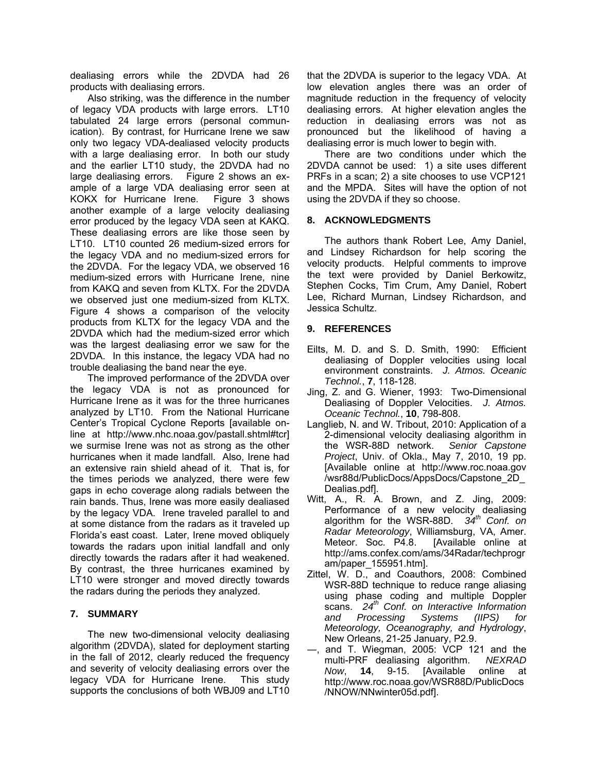dealiasing errors while the 2DVDA had 26 products with dealiasing errors.

Also striking, was the difference in the number of legacy VDA products with large errors. LT10 tabulated 24 large errors (personal communication). By contrast, for Hurricane Irene we saw only two legacy VDA-dealiased velocity products with a large dealiasing error. In both our study and the earlier LT10 study, the 2DVDA had no large dealiasing errors. Figure 2 shows an example of a large VDA dealiasing error seen at KOKX for Hurricane Irene. Figure 3 shows another example of a large velocity dealiasing error produced by the legacy VDA seen at KAKQ. These dealiasing errors are like those seen by LT10. LT10 counted 26 medium-sized errors for the legacy VDA and no medium-sized errors for the 2DVDA. For the legacy VDA, we observed 16 medium-sized errors with Hurricane Irene, nine from KAKQ and seven from KLTX. For the 2DVDA we observed just one medium-sized from KLTX. Figure 4 shows a comparison of the velocity products from KLTX for the legacy VDA and the 2DVDA which had the medium-sized error which was the largest dealiasing error we saw for the 2DVDA. In this instance, the legacy VDA had no trouble dealiasing the band near the eye.

The improved performance of the 2DVDA over the legacy VDA is not as pronounced for Hurricane Irene as it was for the three hurricanes analyzed by LT10. From the National Hurricane Center's Tropical Cyclone Reports [available online at http://www.nhc.noaa.gov/pastall.shtml#tcr] we surmise Irene was not as strong as the other hurricanes when it made landfall. Also, Irene had an extensive rain shield ahead of it. That is, for the times periods we analyzed, there were few gaps in echo coverage along radials between the rain bands. Thus, Irene was more easily dealiased by the legacy VDA. Irene traveled parallel to and at some distance from the radars as it traveled up Florida's east coast. Later, Irene moved obliquely towards the radars upon initial landfall and only directly towards the radars after it had weakened. By contrast, the three hurricanes examined by LT10 were stronger and moved directly towards the radars during the periods they analyzed.

## 7. SUMMARY

The new two-dimensional velocity dealiasing algorithm (2DVDA), slated for deployment starting in the fall of 2012, clearly reduced the frequency and severity of velocity dealiasing errors over the legacy VDA for Hurricane Irene. This study supports the conclusions of both WBJ09 and LT10 that the 2DVDA is superior to the legacy VDA. At low elevation angles there was an order of magnitude reduction in the frequency of velocity dealiasing errors. At higher elevation angles the reduction in dealiasing errors was not as pronounced but the likelihood of having a dealiasing error is much lower to begin with.

There are two conditions under which the 2DVDA cannot be used: 1) a site uses different PRFs in a scan; 2) a site chooses to use VCP121 and the MPDA. Sites will have the option of not using the 2DVDA if they so choose.

## 8. ACKNOWLEDGMENTS

The authors thank Robert Lee, Amy Daniel, and Lindsey Richardson for help scoring the velocity products. Helpful comments to improve the text were provided by Daniel Berkowitz, Stephen Cocks, Tim Crum, Amy Daniel, Robert Lee, Richard Murnan, Lindsey Richardson, and Jessica Schultz.

## 9. REFERENCES

Eilts, M. D. and S. D. Smith, 1990: Efficient dealiasing of Doppler velocities using local environment constraints. *J. Atmos. Oceanic Technol.*, **7**, 118-128.

Jing, Z. and G. Wiener, 1993: Two-Dimensional Dealiasing of Doppler Velocities. *J. Atmos. Oceanic Technol.*, **10**, 798-808.

Langlieb, N. and W. Tribout, 2010: Application of a 2-dimensional velocity dealiasing algorithm in the WSR-88D network. *Senior Capstone Project*, Univ. of Okla., May 7, 2010, 19 pp. [Available online at http://www.roc.noaa.gov/wsr88d/PublicDocs/AppsDocs/Capstone_2D_Dealias.pdf].

Witt, A., R. A. Brown, and Z. Jing, 2009: Performance of a new velocity dealiasing algorithm for the WSR-88D. *34th Conf. on Radar Meteorology*, Williamsburg, VA, Amer. Meteor. Soc. P4.8. [Available online at http://ams.confex.com/ams/34Radar/techprogram/paper_155951.htm].

Zittel, W. D., and Coauthors, 2008: Combined WSR-88D technique to reduce range aliasing using phase coding and multiple Doppler scans. *24th Conf. on Interactive Information and Processing Systems (IIPS) for Meteorology, Oceanography, and Hydrology*, New Orleans, 21-25 January, P2.9.

—, and T. Wiegman, 2005: VCP 121 and the multi-PRF dealiasing algorithm. *NEXRAD Now*, **14**, 9-15. [Available online at http://www.roc.noaa.gov/WSR88D/PublicDocs/NNOW/NNwinter05d.pdf].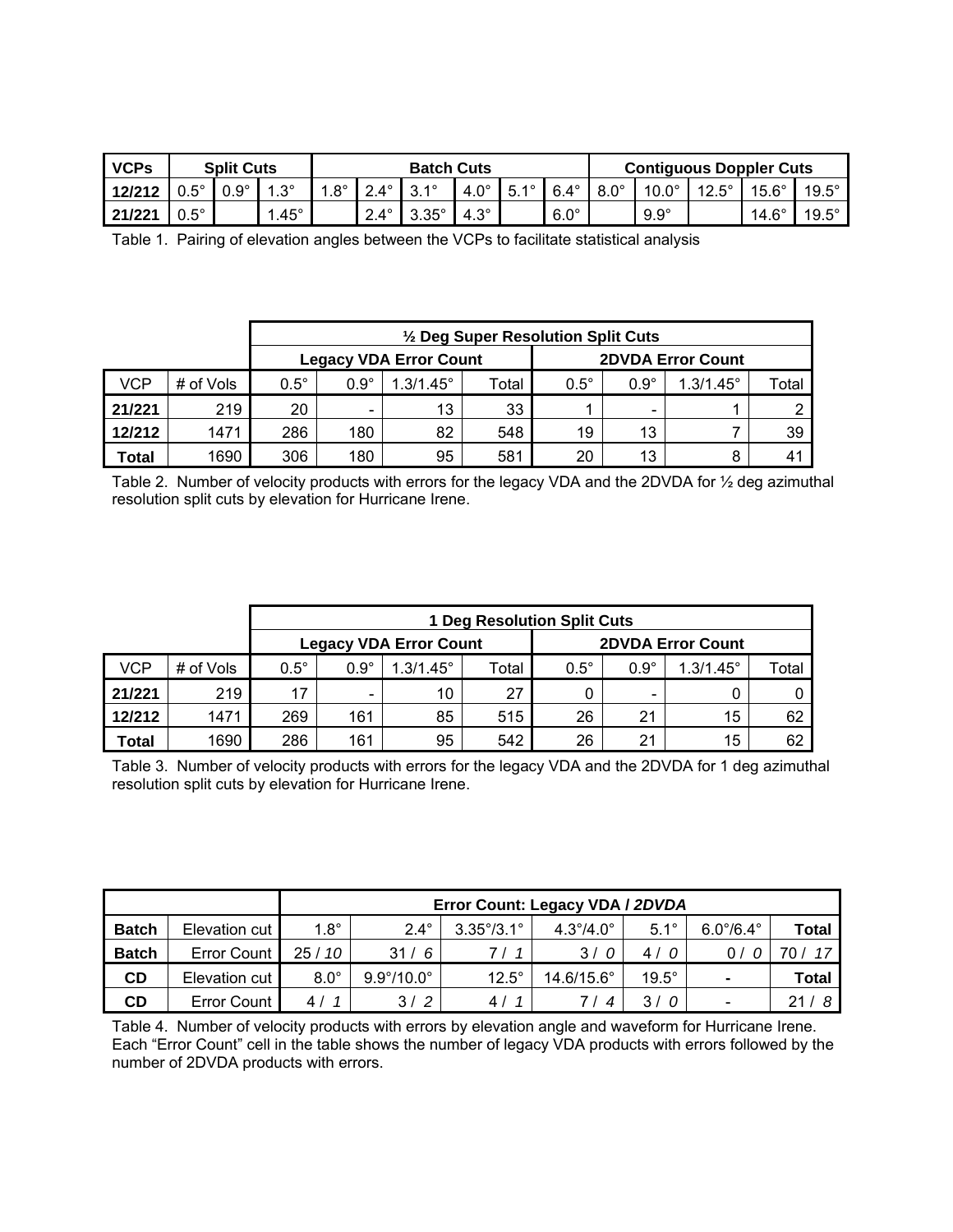| VCPs | Split Cuts | | | Batch Cuts | | | | | | Contiguous Doppler Cuts | | | | |
|---|---|---|---|---|---|---|---|---|---|---|---|---|---|---|
| **12/212** | 0.5° | 0.9° | 1.3° | 1.8° | 2.4° | 3.1° | 4.0° | 5.1° | 6.4° | 8.0° | 10.0° | 12.5° | 15.6° | 19.5° |
| **21/221** | 0.5° | | 1.45° | | 2.4° | 3.35° | 4.3° | | 6.0° | | 9.9° | | 14.6° | 19.5° |

Table 1. Pairing of elevation angles between the VCPs to facilitate statistical analysis

| | | ½ Deg Super Resolution Split Cuts | | | | | | | |
|---|---|---|---|---|---|---|---|---|---|
| | | Legacy VDA Error Count | | | | 2DVDA Error Count | | | |
| VCP | # of Vols | 0.5° | 0.9° | 1.3/1.45° | Total | 0.5° | 0.9° | 1.3/1.45° | Total |
| **21/221** | 219 | 20 | - | 13 | 33 | 1 | - | 1 | 2 |
| **12/212** | 1471 | 286 | 180 | 82 | 548 | 19 | 13 | 7 | 39 |
| **Total** | 1690 | 306 | 180 | 95 | 581 | 20 | 13 | 8 | 41 |

Table 2. Number of velocity products with errors for the legacy VDA and the 2DVDA for ½ deg azimuthal resolution split cuts by elevation for Hurricane Irene.

| | | 1 Deg Resolution Split Cuts | | | | | | | |
|---|---|---|---|---|---|---|---|---|---|
| | | Legacy VDA Error Count | | | | 2DVDA Error Count | | | |
| VCP | # of Vols | 0.5° | 0.9° | 1.3/1.45° | Total | 0.5° | 0.9° | 1.3/1.45° | Total |
| **21/221** | 219 | 17 | - | 10 | 27 | 0 | - | 0 | 0 |
| **12/212** | 1471 | 269 | 161 | 85 | 515 | 26 | 21 | 15 | 62 |
| **Total** | 1690 | 286 | 161 | 95 | 542 | 26 | 21 | 15 | 62 |

Table 3. Number of velocity products with errors for the legacy VDA and the 2DVDA for 1 deg azimuthal resolution split cuts by elevation for Hurricane Irene.

| | | Error Count: Legacy VDA / *2DVDA* | | | | | | |
|---|---|---|---|---|---|---|---|---|
| **Batch** | Elevation cut | 1.8° | 2.4° | 3.35°/3.1° | 4.3°/4.0° | 5.1° | 6.0°/6.4° | **Total** |
| **Batch** | Error Count | 25 / *10* | 31 / *6* | 7 / *1* | 3 / *0* | 4 / *0* | 0 / *0* | 70 / *17* |
| **CD** | Elevation cut | 8.0° | 9.9°/10.0° | 12.5° | 14.6/15.6° | 19.5° | - | **Total** |
| **CD** | Error Count | 4 / *1* | 3 / *2* | 4 / *1* | 7 / *4* | 3 / *0* | - | 21 / *8* |

Table 4. Number of velocity products with errors by elevation angle and waveform for Hurricane Irene. Each "Error Count" cell in the table shows the number of legacy VDA products with errors followed by the number of 2DVDA products with errors.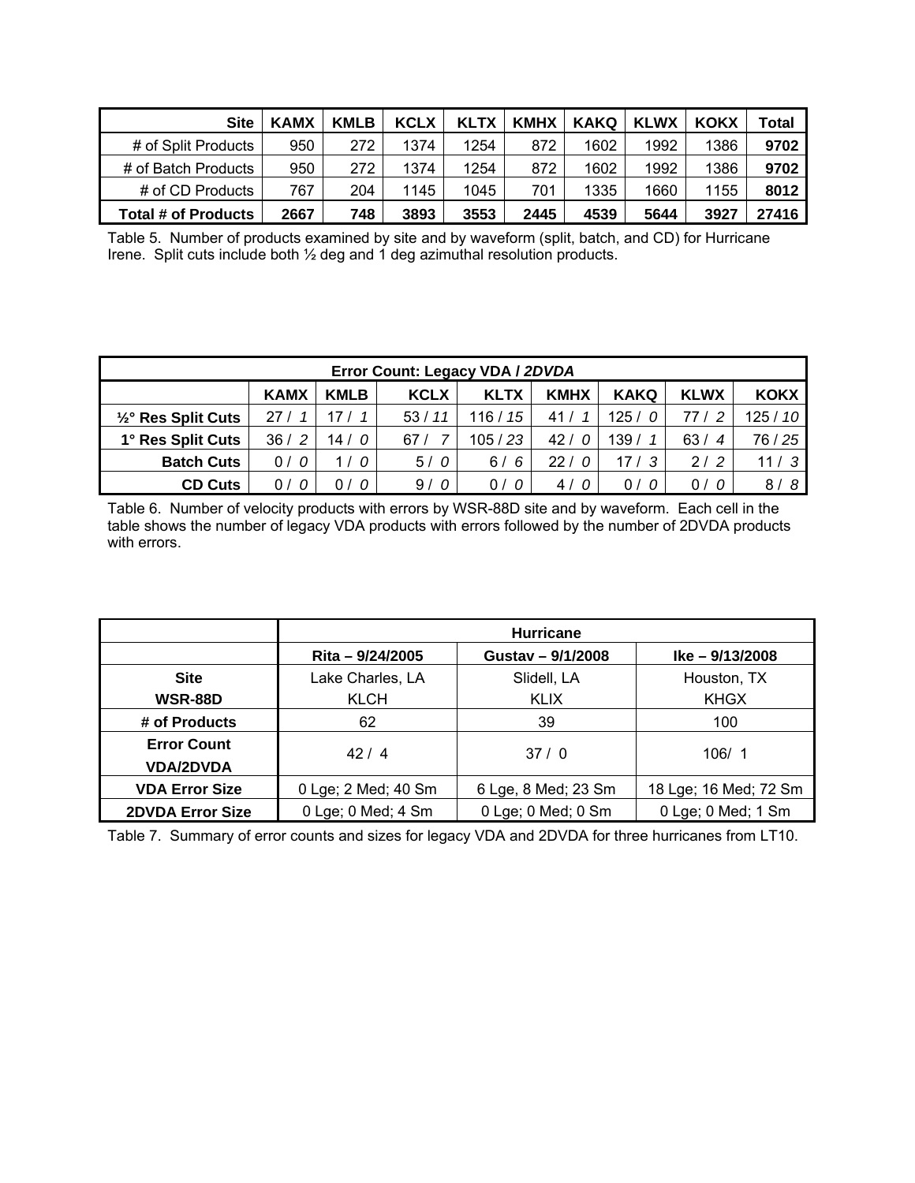| Site | KAMX | KMLB | KCLX | KLTX | KMHX | KAKQ | KLWX | KOKX | Total |
|---|---|---|---|---|---|---|---|---|---|
| # of Split Products | 950 | 272 | 1374 | 1254 | 872 | 1602 | 1992 | 1386 | **9702** |
| # of Batch Products | 950 | 272 | 1374 | 1254 | 872 | 1602 | 1992 | 1386 | **9702** |
| # of CD Products | 767 | 204 | 1145 | 1045 | 701 | 1335 | 1660 | 1155 | **8012** |
| **Total # of Products** | **2667** | **748** | **3893** | **3553** | **2445** | **4539** | **5644** | **3927** | **27416** |

Table 5. Number of products examined by site and by waveform (split, batch, and CD) for Hurricane Irene. Split cuts include both ½ deg and 1 deg azimuthal resolution products.

| **Error Count: Legacy VDA / *2DVDA*** | | | | | | | | |
|---|---|---|---|---|---|---|---|---|
| | **KAMX** | **KMLB** | **KCLX** | **KLTX** | **KMHX** | **KAKQ** | **KLWX** | **KOKX** |
| **½° Res Split Cuts** | 27 / *1* | 17 / *1* | 53 / *11* | 116 / *15* | 41 / *1* | 125 / *0* | 77 / *2* | 125 / *10* |
| **1° Res Split Cuts** | 36 / *2* | 14 / *0* | 67 / *7* | 105 / *23* | 42 / *0* | 139 / *1* | 63 / *4* | 76 / *25* |
| **Batch Cuts** | 0 / *0* | 1 / *0* | 5 / *0* | 6 / *6* | 22 / *0* | 17 / *3* | 2 / *2* | 11 / *3* |
| **CD Cuts** | 0 / *0* | 0 / *0* | 9 / *0* | 0 / *0* | 4 / *0* | 0 / *0* | 0 / *0* | 8 / *8* |

Table 6. Number of velocity products with errors by WSR-88D site and by waveform. Each cell in the table shows the number of legacy VDA products with errors followed by the number of 2DVDA products with errors.

| | **Hurricane** | | |
|---|---|---|---|
| | **Rita – 9/24/2005** | **Gustav – 9/1/2008** | **Ike – 9/13/2008** |
| **Site** **WSR-88D** | Lake Charles, LA KLCH | Slidell, LA KLIX | Houston, TX KHGX |
| **# of Products** | 62 | 39 | 100 |
| **Error Count VDA/2DVDA** | 42 / 4 | 37 / 0 | 106/ 1 |
| **VDA Error Size** | 0 Lge; 2 Med; 40 Sm | 6 Lge, 8 Med; 23 Sm | 18 Lge; 16 Med; 72 Sm |
| **2DVDA Error Size** | 0 Lge; 0 Med; 4 Sm | 0 Lge; 0 Med; 0 Sm | 0 Lge; 0 Med; 1 Sm |

Table 7. Summary of error counts and sizes for legacy VDA and 2DVDA for three hurricanes from LT10.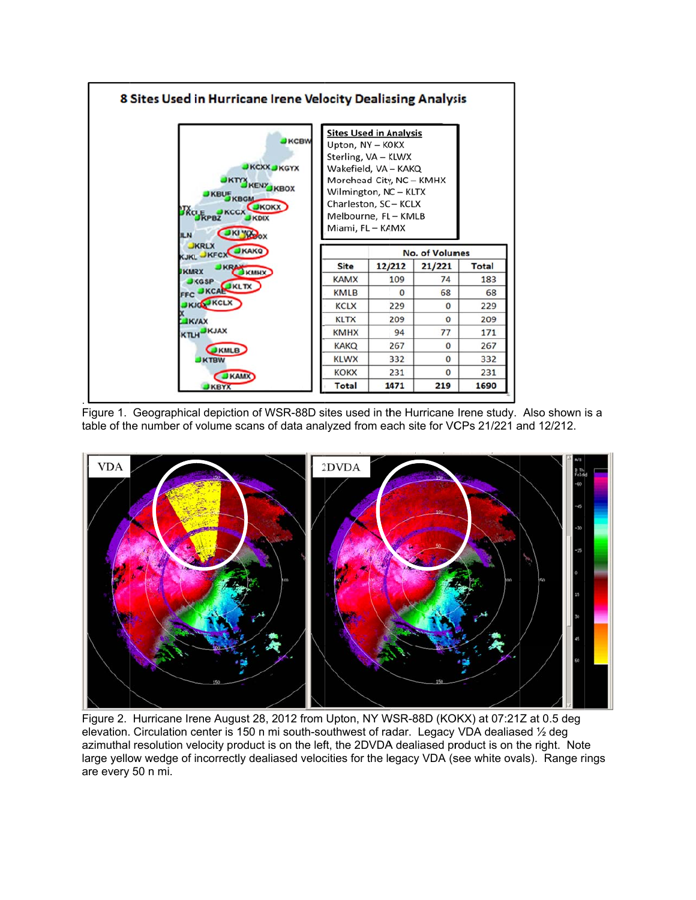## 8 Sites Used in Hurricane Irene Velocity Dealiasing Analysis

**Sites Used in Analysis**

Upton, NY – KOKX
Sterling, VA – KLWX
Wakefield, VA – KAKQ
Morehead City, NC – KMHX
Wilmington, NC – KLTX
Charleston, SC – KCLX
Melbourne, FL – KMLB
Miami, FL – KAMX

| | No. of Volumes | | |
|---|---|---|---|
| Site | 12/212 | 21/221 | Total |
| KAMX | 109 | 74 | 183 |
| KMLB | 0 | 68 | 68 |
| KCLX | 229 | 0 | 229 |
| KLTX | 209 | 0 | 209 |
| KMHX | 94 | 77 | 171 |
| KAKQ | 267 | 0 | 267 |
| KLWX | 332 | 0 | 332 |
| KOKX | 231 | 0 | 231 |
| Total | 1471 | 219 | 1690 |

Figure 1. Geographical depiction of WSR-88D sites used in the Hurricane Irene study. Also shown is a table of the number of volume scans of data analyzed from each site for VCPs 21/221 and 12/212.

Figure 2. Hurricane Irene August 28, 2012 from Upton, NY WSR-88D (KOKX) at 07:21Z at 0.5 deg elevation. Circulation center is 150 n mi south-southwest of radar. Legacy VDA dealiased ½ deg azimuthal resolution velocity product is on the left, the 2DVDA dealiased product is on the right. Note large yellow wedge of incorrectly dealiased velocities for the legacy VDA (see white ovals). Range rings are every 50 n mi.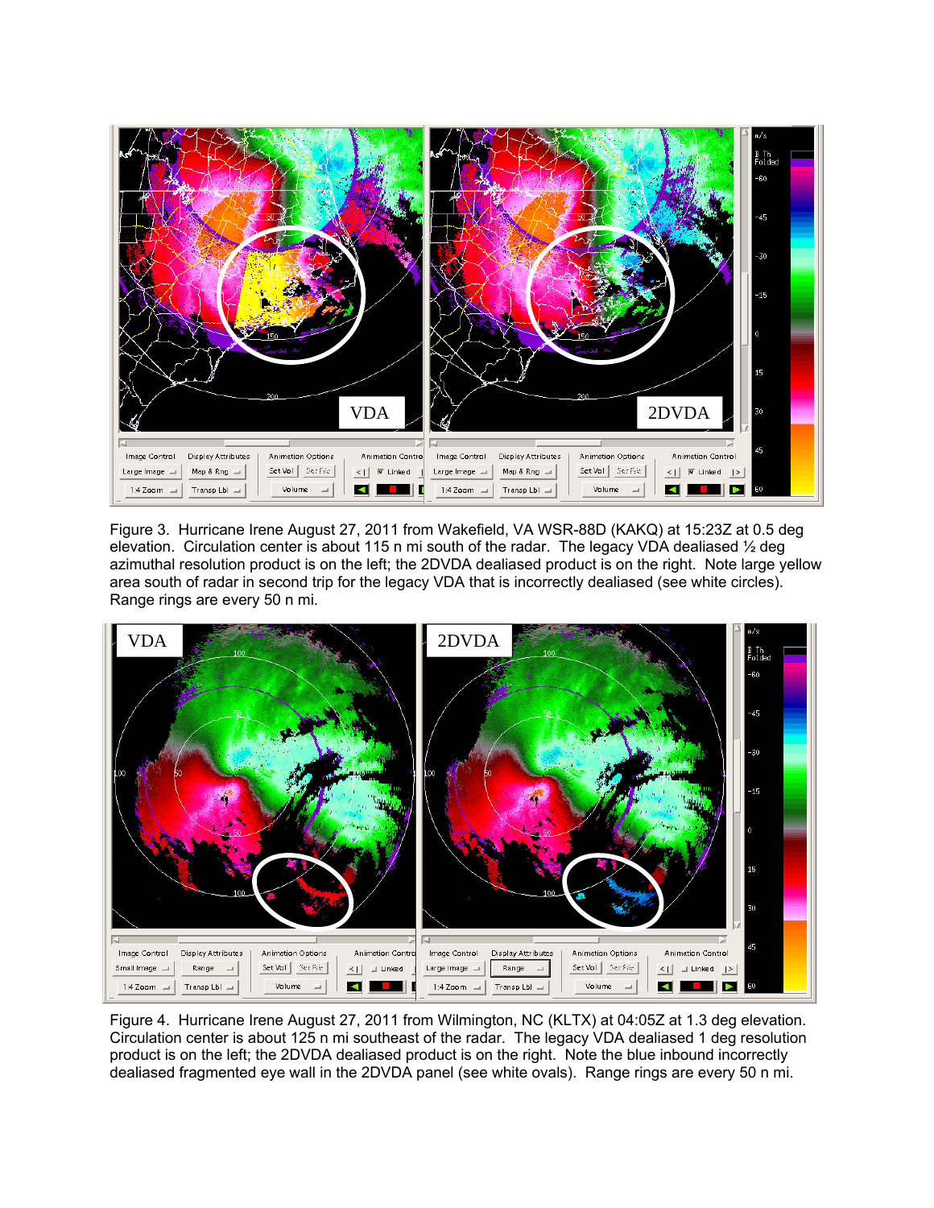Figure 3. Hurricane Irene August 27, 2011 from Wakefield, VA WSR-88D (KAKQ) at 15:23Z at 0.5 deg elevation. Circulation center is about 115 n mi south of the radar. The legacy VDA dealiased ½ deg azimuthal resolution product is on the left; the 2DVDA dealiased product is on the right. Note large yellow area south of radar in second trip for the legacy VDA that is incorrectly dealiased (see white circles). Range rings are every 50 n mi.

Figure 4. Hurricane Irene August 27, 2011 from Wilmington, NC (KLTX) at 04:05Z at 1.3 deg elevation. Circulation center is about 125 n mi southeast of the radar. The legacy VDA dealiased 1 deg resolution product is on the left; the 2DVDA dealiased product is on the right. Note the blue inbound incorrectly dealiased fragmented eye wall in the 2DVDA panel (see white ovals). Range rings are every 50 n mi.